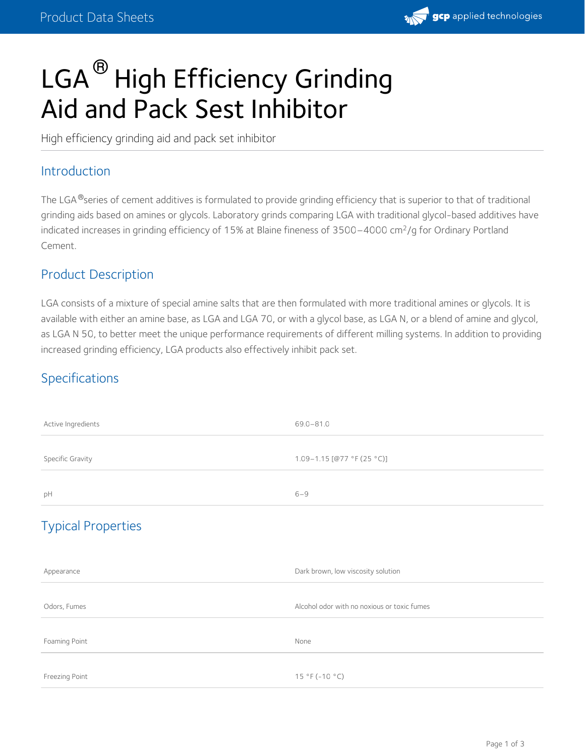# LGA® High Efficiency Grinding Aid and Pack Sest Inhibitor

High efficiency grinding aid and pack set inhibitor

## Introduction

The LGA®series of cement additives is formulated to provide grinding efficiency that is superior to that of traditional grinding aids based on amines or glycols. Laboratory grinds comparing LGA with traditional glycol-based additives have indicated increases in grinding efficiency of 15% at Blaine fineness of 3500–4000 $cm^2/g$ for Ordinary Portland Cement.

## Product Description

LGA consists of a mixture of special amine salts that are then formulated with more traditional amines or glycols. It is available with either an amine base, as LGA and LGA 70, or with a glycol base, as LGA N, or a blend of amine and glycol, as LGA N 50, to better meet the unique performance requirements of different milling systems. In addition to providing increased grinding efficiency, LGA products also effectively inhibit pack set.

## Specifications

| | |
|---|---|
| Active Ingredients | 69.0–81.0 |
| Specific Gravity | 1.09–1.15 [@77 °F (25 °C)] |
| pH | 6–9 |

## Typical Properties

| | |
|---|---|
| Appearance | Dark brown, low viscosity solution |
| Odors, Fumes | Alcohol odor with no noxious or toxic fumes |
| Foaming Point | None |
| Freezing Point | 15 °F (-10 °C) |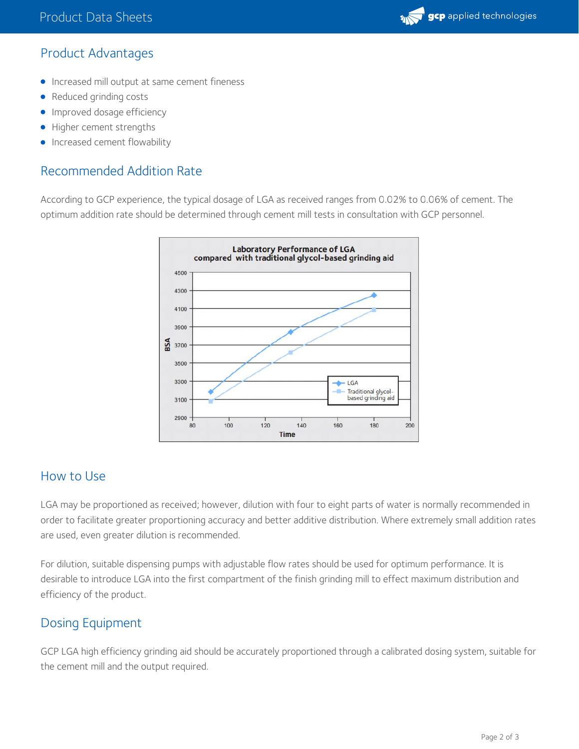## Product Advantages

- Increased mill output at same cement fineness
- Reduced grinding costs
- Improved dosage efficiency
- Higher cement strengths
- Increased cement flowability

## Recommended Addition Rate

According to GCP experience, the typical dosage of LGA as received ranges from 0.02% to 0.06% of cement. The optimum addition rate should be determined through cement mill tests in consultation with GCP personnel.

**Laboratory Performance of LGA compared with traditional glycol-based grinding aid**

## How to Use

LGA may be proportioned as received; however, dilution with four to eight parts of water is normally recommended in order to facilitate greater proportioning accuracy and better additive distribution. Where extremely small addition rates are used, even greater dilution is recommended.

For dilution, suitable dispensing pumps with adjustable flow rates should be used for optimum performance. It is desirable to introduce LGA into the first compartment of the finish grinding mill to effect maximum distribution and efficiency of the product.

## Dosing Equipment

GCP LGA high efficiency grinding aid should be accurately proportioned through a calibrated dosing system, suitable for the cement mill and the output required.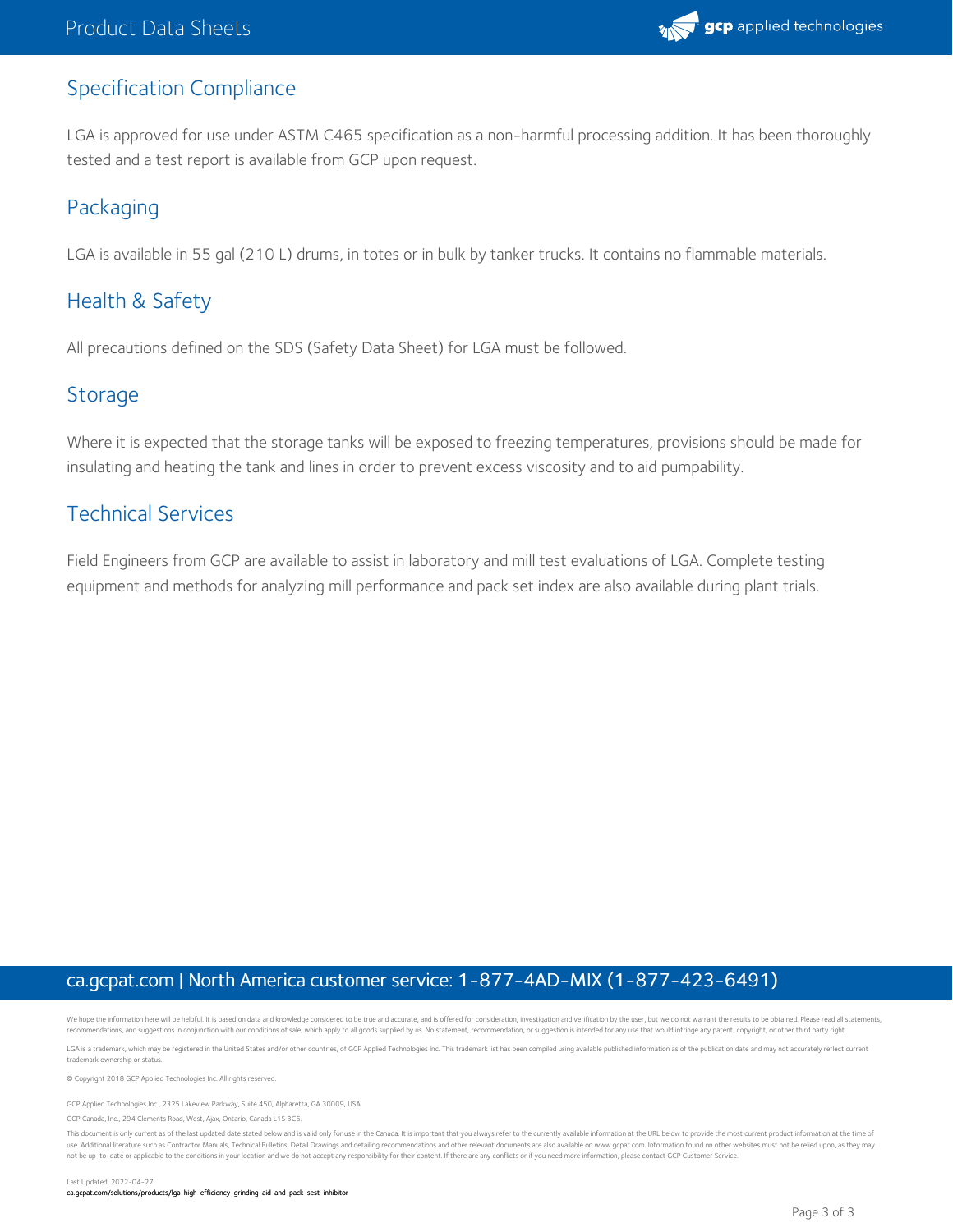## Specification Compliance

LGA is approved for use under ASTM C465 specification as a non-harmful processing addition. It has been thoroughly tested and a test report is available from GCP upon request.

## Packaging

LGA is available in 55 gal (210 L) drums, in totes or in bulk by tanker trucks. It contains no flammable materials.

## Health & Safety

All precautions defined on the SDS (Safety Data Sheet) for LGA must be followed.

## Storage

Where it is expected that the storage tanks will be exposed to freezing temperatures, provisions should be made for insulating and heating the tank and lines in order to prevent excess viscosity and to aid pumpability.

## Technical Services

Field Engineers from GCP are available to assist in laboratory and mill test evaluations of LGA. Complete testing equipment and methods for analyzing mill performance and pack set index are also available during plant trials.

ca.gcpat.com | North America customer service: 1-877-4AD-MIX (1-877-423-6491)

We hope the information here will be helpful. It is based on data and knowledge considered to be true and accurate, and is offered for consideration, investigation and verification by the user, but we do not warrant the results to be obtained. Please read all statements, recommendations, and suggestions in conjunction with our conditions of sale, which apply to all goods supplied by us. No statement, recommendation, or suggestion is intended for any use that would infringe any patent, copyright, or other third party right.

LGA is a trademark, which may be registered in the United States and/or other countries, of GCP Applied Technologies Inc. This trademark list has been compiled using available published information as of the publication date and may not accurately reflect current trademark ownership or status.

© Copyright 2018 GCP Applied Technologies Inc. All rights reserved.

GCP Applied Technologies Inc., 2325 Lakeview Parkway, Suite 450, Alpharetta, GA 30009, USA

GCP Canada, Inc., 294 Clements Road, West, Ajax, Ontario, Canada L1S 3C6.

This document is only current as of the last updated date stated below and is valid only for use in the Canada. It is important that you always refer to the currently available information at the URL below to provide the most current product information at the time of use. Additional literature such as Contractor Manuals, Technical Bulletins, Detail Drawings and detailing recommendations and other relevant documents are also available on www.gcpat.com. Information found on other websites must not be relied upon, as they may not be up-to-date or applicable to the conditions in your location and we do not accept any responsibility for their content. If there are any conflicts or if you need more information, please contact GCP Customer Service.

Last Updated: 2022-04-27
ca.gcpat.com/solutions/products/lga-high-efficiency-grinding-aid-and-pack-sest-inhibitor